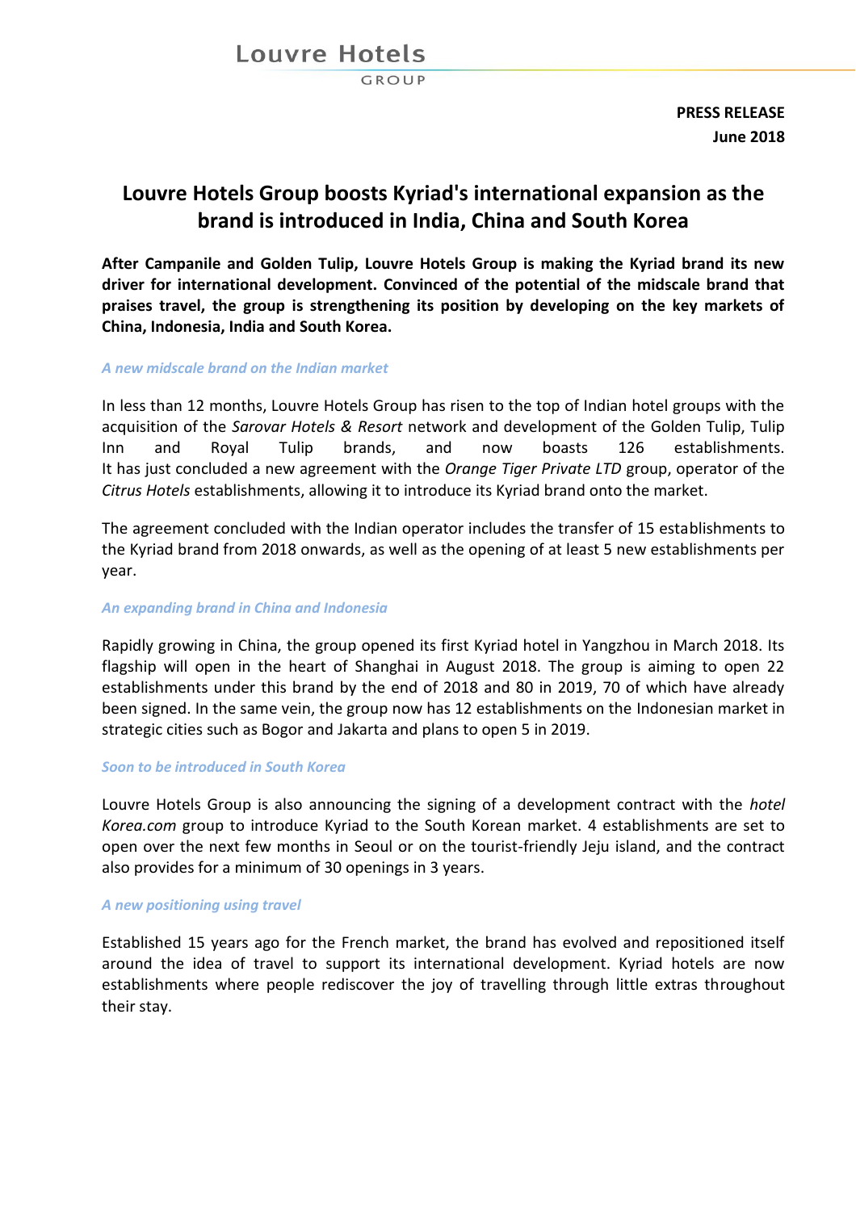Louvre Hotels

GROUP

**PRESS RELEASE**
**June 2018**

# Louvre Hotels Group boosts Kyriad's international expansion as the brand is introduced in India, China and South Korea

**After Campanile and Golden Tulip, Louvre Hotels Group is making the Kyriad brand its new driver for international development. Convinced of the potential of the midscale brand that praises travel, the group is strengthening its position by developing on the key markets of China, Indonesia, India and South Korea.**

### *A new midscale brand on the Indian market*

In less than 12 months, Louvre Hotels Group has risen to the top of Indian hotel groups with the acquisition of the *Sarovar Hotels & Resort* network and development of the Golden Tulip, Tulip Inn and Royal Tulip brands, and now boasts 126 establishments. It has just concluded a new agreement with the *Orange Tiger Private LTD* group, operator of the *Citrus Hotels* establishments, allowing it to introduce its Kyriad brand onto the market.

The agreement concluded with the Indian operator includes the transfer of 15 establishments to the Kyriad brand from 2018 onwards, as well as the opening of at least 5 new establishments per year.

### *An expanding brand in China and Indonesia*

Rapidly growing in China, the group opened its first Kyriad hotel in Yangzhou in March 2018. Its flagship will open in the heart of Shanghai in August 2018. The group is aiming to open 22 establishments under this brand by the end of 2018 and 80 in 2019, 70 of which have already been signed. In the same vein, the group now has 12 establishments on the Indonesian market in strategic cities such as Bogor and Jakarta and plans to open 5 in 2019.

### *Soon to be introduced in South Korea*

Louvre Hotels Group is also announcing the signing of a development contract with the *hotel Korea.com* group to introduce Kyriad to the South Korean market. 4 establishments are set to open over the next few months in Seoul or on the tourist-friendly Jeju island, and the contract also provides for a minimum of 30 openings in 3 years.

### *A new positioning using travel*

Established 15 years ago for the French market, the brand has evolved and repositioned itself around the idea of travel to support its international development. Kyriad hotels are now establishments where people rediscover the joy of travelling through little extras throughout their stay.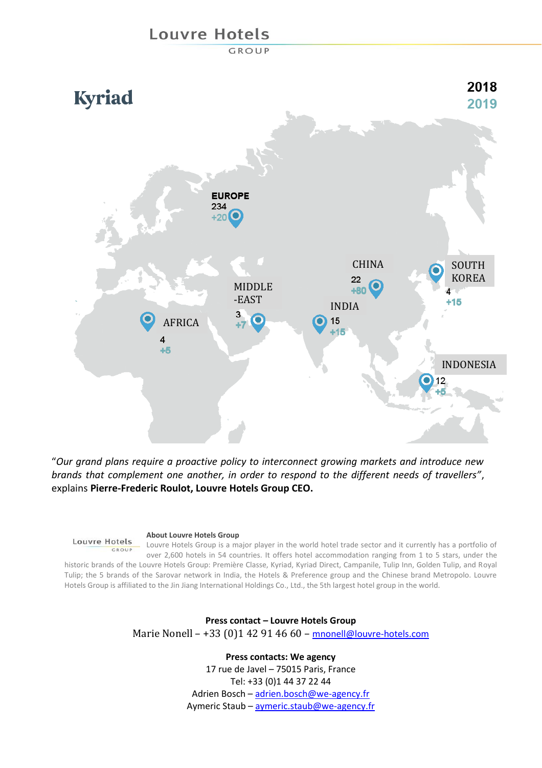Kyriad

2018

2019

EUROPE
234
+20

CHINA
22
+80

SOUTH KOREA
4
+15

MIDDLE -EAST
3
+7

INDIA
15
+15

AFRICA
4
+5

INDONESIA
12
+5

"*Our grand plans require a proactive policy to interconnect growing markets and introduce new brands that complement one another, in order to respond to the different needs of travellers*", explains **Pierre-Frederic Roulot, Louvre Hotels Group CEO.**

**About Louvre Hotels Group**

Louvre Hotels Group is a major player in the world hotel trade sector and it currently has a portfolio of over 2,600 hotels in 54 countries. It offers hotel accommodation ranging from 1 to 5 stars, under the historic brands of the Louvre Hotels Group: Première Classe, Kyriad, Kyriad Direct, Campanile, Tulip Inn, Golden Tulip, and Royal Tulip; the 5 brands of the Sarovar network in India, the Hotels & Preference group and the Chinese brand Metropolo. Louvre Hotels Group is affiliated to the Jin Jiang International Holdings Co., Ltd., the 5th largest hotel group in the world.

**Press contact – Louvre Hotels Group**

Marie Nonell – +33 (0)1 42 91 46 60 – mnonell@louvre-hotels.com

**Press contacts: We agency**

17 rue de Javel – 75015 Paris, France

Tel: +33 (0)1 44 37 22 44

Adrien Bosch – adrien.bosch@we-agency.fr

Aymeric Staub – aymeric.staub@we-agency.fr